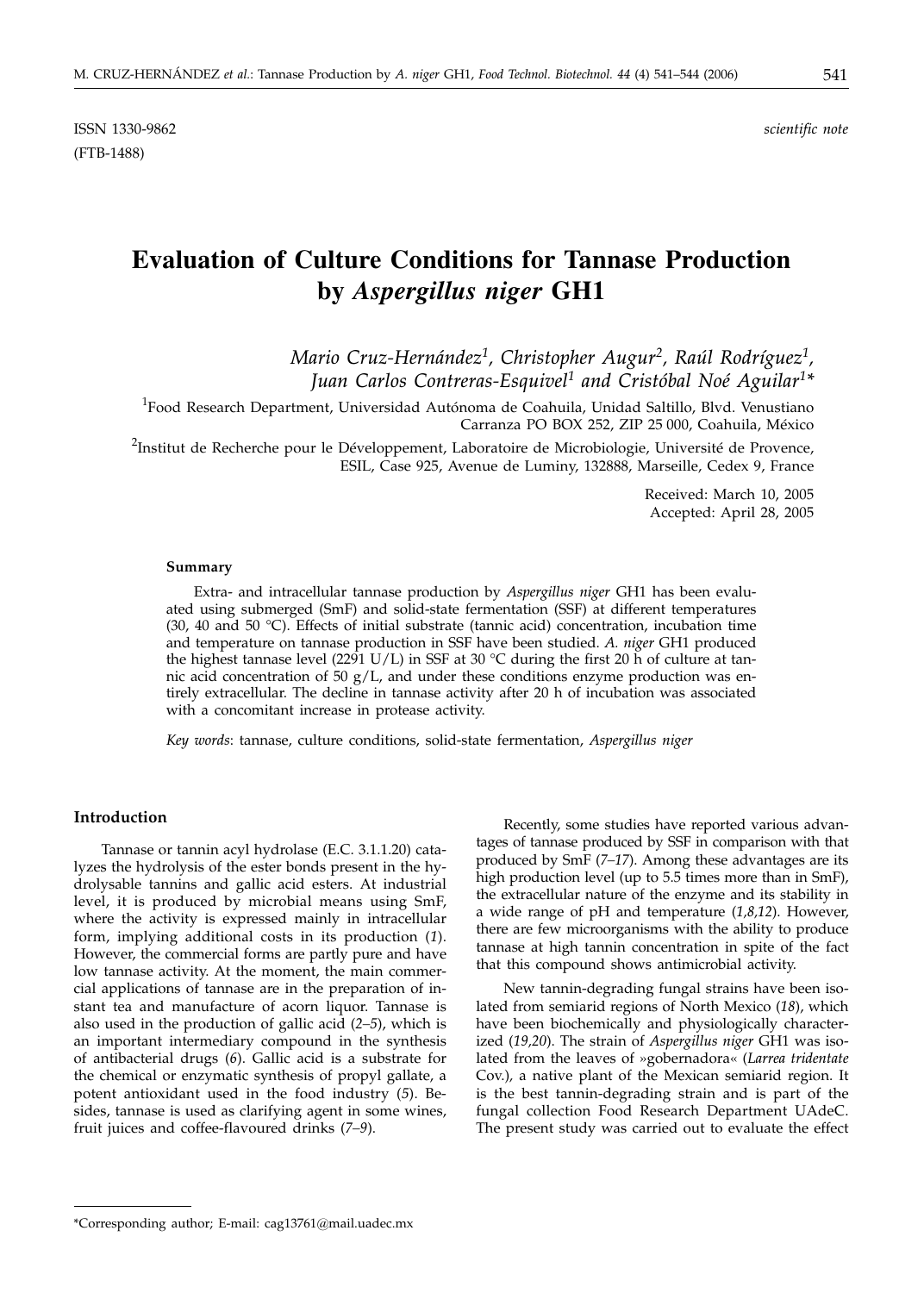ISSN 1330-9862 *scientific note*
(FTB-1488)

# Evaluation of Culture Conditions for Tannase Production by *Aspergillus niger* GH1

*Mario Cruz-Hernández[1], Christopher Augur[2], Raúl Rodríguez[1], Juan Carlos Contreras-Esquivel[1] and Cristóbal Noé Aguilar[1]\**

[1]Food Research Department, Universidad Autónoma de Coahuila, Unidad Saltillo, Blvd. Venustiano Carranza PO BOX 252, ZIP 25 000, Coahuila, México

[2]Institut de Recherche pour le Développement, Laboratoire de Microbiologie, Université de Provence, ESIL, Case 925, Avenue de Luminy, 132888, Marseille, Cedex 9, France

Received: March 10, 2005
Accepted: April 28, 2005

#### Summary

Extra- and intracellular tannase production by *Aspergillus niger* GH1 has been evaluated using submerged (SmF) and solid-state fermentation (SSF) at different temperatures (30, 40 and 50 °C). Effects of initial substrate (tannic acid) concentration, incubation time and temperature on tannase production in SSF have been studied. *A. niger* GH1 produced the highest tannase level (2291 U/L) in SSF at 30 °C during the first 20 h of culture at tannic acid concentration of 50 g/L, and under these conditions enzyme production was entirely extracellular. The decline in tannase activity after 20 h of incubation was associated with a concomitant increase in protease activity.

*Key words*: tannase, culture conditions, solid-state fermentation, *Aspergillus niger*

## Introduction

Tannase or tannin acyl hydrolase (E.C. 3.1.1.20) catalyzes the hydrolysis of the ester bonds present in the hydrolysable tannins and gallic acid esters. At industrial level, it is produced by microbial means using SmF, where the activity is expressed mainly in intracellular form, implying additional costs in its production (*1*). However, the commercial forms are partly pure and have low tannase activity. At the moment, the main commercial applications of tannase are in the preparation of instant tea and manufacture of acorn liquor. Tannase is also used in the production of gallic acid (*2–5*), which is an important intermediary compound in the synthesis of antibacterial drugs (*6*). Gallic acid is a substrate for the chemical or enzymatic synthesis of propyl gallate, a potent antioxidant used in the food industry (*5*). Besides, tannase is used as clarifying agent in some wines, fruit juices and coffee-flavoured drinks (*7–9*).

Recently, some studies have reported various advantages of tannase produced by SSF in comparison with that produced by SmF (*7–17*). Among these advantages are its high production level (up to 5.5 times more than in SmF), the extracellular nature of the enzyme and its stability in a wide range of pH and temperature (*1,8,12*). However, there are few microorganisms with the ability to produce tannase at high tannin concentration in spite of the fact that this compound shows antimicrobial activity.

New tannin-degrading fungal strains have been isolated from semiarid regions of North Mexico (*18*), which have been biochemically and physiologically characterized (*19,20*). The strain of *Aspergillus niger* GH1 was isolated from the leaves of »gobernadora« (*Larrea tridentate* Cov.), a native plant of the Mexican semiarid region. It is the best tannin-degrading strain and is part of the fungal collection Food Research Department UAdeC. The present study was carried out to evaluate the effect

\*Corresponding author; E-mail: cag13761@mail.uadec.mx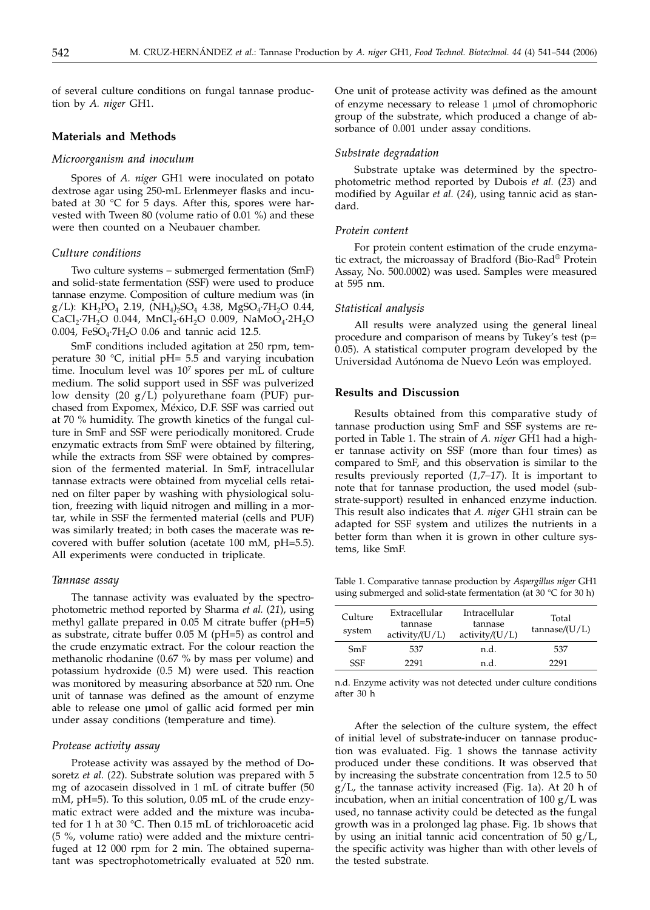of several culture conditions on fungal tannase production by *A. niger* GH1.

## Materials and Methods

### *Microorganism and inoculum*

Spores of *A. niger* GH1 were inoculated on potato dextrose agar using 250-mL Erlenmeyer flasks and incubated at 30 °C for 5 days. After this, spores were harvested with Tween 80 (volume ratio of 0.01 %) and these were then counted on a Neubauer chamber.

### *Culture conditions*

Two culture systems – submerged fermentation (SmF) and solid-state fermentation (SSF) were used to produce tannase enzyme. Composition of culture medium was (in g/L): $KH_2PO_4$ 2.19, $(NH_4)_2SO_4$ 4.38, $MgSO_4{\cdot}7H_2O$ 0.44, $CaCl_2{\cdot}7H_2O$ 0.044, $MnCl_2{\cdot}6H_2O$ 0.009, $NaMoO_4{\cdot}2H_2O$ 0.004, $FeSO_4{\cdot}7H_2O$ 0.06 and tannic acid 12.5.

SmF conditions included agitation at 250 rpm, temperature 30 °C, initial pH= 5.5 and varying incubation time. Inoculum level was $10^7$ spores per mL of culture medium. The solid support used in SSF was pulverized low density (20 g/L) polyurethane foam (PUF) purchased from Expomex, México, D.F. SSF was carried out at 70 % humidity. The growth kinetics of the fungal culture in SmF and SSF were periodically monitored. Crude enzymatic extracts from SmF were obtained by filtering, while the extracts from SSF were obtained by compression of the fermented material. In SmF, intracellular tannase extracts were obtained from mycelial cells retained on filter paper by washing with physiological solution, freezing with liquid nitrogen and milling in a mortar, while in SSF the fermented material (cells and PUF) was similarly treated; in both cases the macerate was recovered with buffer solution (acetate 100 mM, pH=5.5). All experiments were conducted in triplicate.

### *Tannase assay*

The tannase activity was evaluated by the spectrophotometric method reported by Sharma *et al.* (*21*), using methyl gallate prepared in 0.05 M citrate buffer (pH=5) as substrate, citrate buffer 0.05 M (pH=5) as control and the crude enzymatic extract. For the colour reaction the methanolic rhodanine (0.67 % by mass per volume) and potassium hydroxide (0.5 M) were used. This reaction was monitored by measuring absorbance at 520 nm. One unit of tannase was defined as the amount of enzyme able to release one µmol of gallic acid formed per min under assay conditions (temperature and time).

### *Protease activity assay*

Protease activity was assayed by the method of Dosoretz *et al.* (*22*). Substrate solution was prepared with 5 mg of azocasein dissolved in 1 mL of citrate buffer (50 mM, pH=5). To this solution, 0.05 mL of the crude enzymatic extract were added and the mixture was incubated for 1 h at 30 °C. Then 0.15 mL of trichloroacetic acid (5 %, volume ratio) were added and the mixture centrifuged at 12 000 rpm for 2 min. The obtained supernatant was spectrophotometrically evaluated at 520 nm. One unit of protease activity was defined as the amount of enzyme necessary to release 1 µmol of chromophoric group of the substrate, which produced a change of absorbance of 0.001 under assay conditions.

### *Substrate degradation*

Substrate uptake was determined by the spectrophotometric method reported by Dubois *et al.* (*23*) and modified by Aguilar *et al.* (*24*), using tannic acid as standard.

### *Protein content*

For protein content estimation of the crude enzymatic extract, the microassay of Bradford (Bio-Rad® Protein Assay, No. 500.0002) was used. Samples were measured at 595 nm.

### *Statistical analysis*

All results were analyzed using the general lineal procedure and comparison of means by Tukey's test (p= 0.05). A statistical computer program developed by the Universidad Autónoma de Nuevo León was employed.

## Results and Discussion

Results obtained from this comparative study of tannase production using SmF and SSF systems are reported in Table 1. The strain of *A. niger* GH1 had a higher tannase activity on SSF (more than four times) as compared to SmF, and this observation is similar to the results previously reported (*1,7–17*). It is important to note that for tannase production, the used model (substrate-support) resulted in enhanced enzyme induction. This result also indicates that *A. niger* GH1 strain can be adapted for SSF system and utilizes the nutrients in a better form than when it is grown in other culture systems, like SmF.

Table 1. Comparative tannase production by *Aspergillus niger* GH1 using submerged and solid-state fermentation (at 30 °C for 30 h)

| Culture system | Extracellular tannase activity/(U/L) | Intracellular tannase activity/(U/L) | Total tannase/(U/L) |
|---|---|---|---|
| SmF | 537 | n.d. | 537 |
| SSF | 2291 | n.d. | 2291 |

n.d. Enzyme activity was not detected under culture conditions after 30 h

After the selection of the culture system, the effect of initial level of substrate-inducer on tannase production was evaluated. Fig. 1 shows the tannase activity produced under these conditions. It was observed that by increasing the substrate concentration from 12.5 to 50 g/L, the tannase activity increased (Fig. 1a). At 20 h of incubation, when an initial concentration of 100 g/L was used, no tannase activity could be detected as the fungal growth was in a prolonged lag phase. Fig. 1b shows that by using an initial tannic acid concentration of 50 g/L, the specific activity was higher than with other levels of the tested substrate.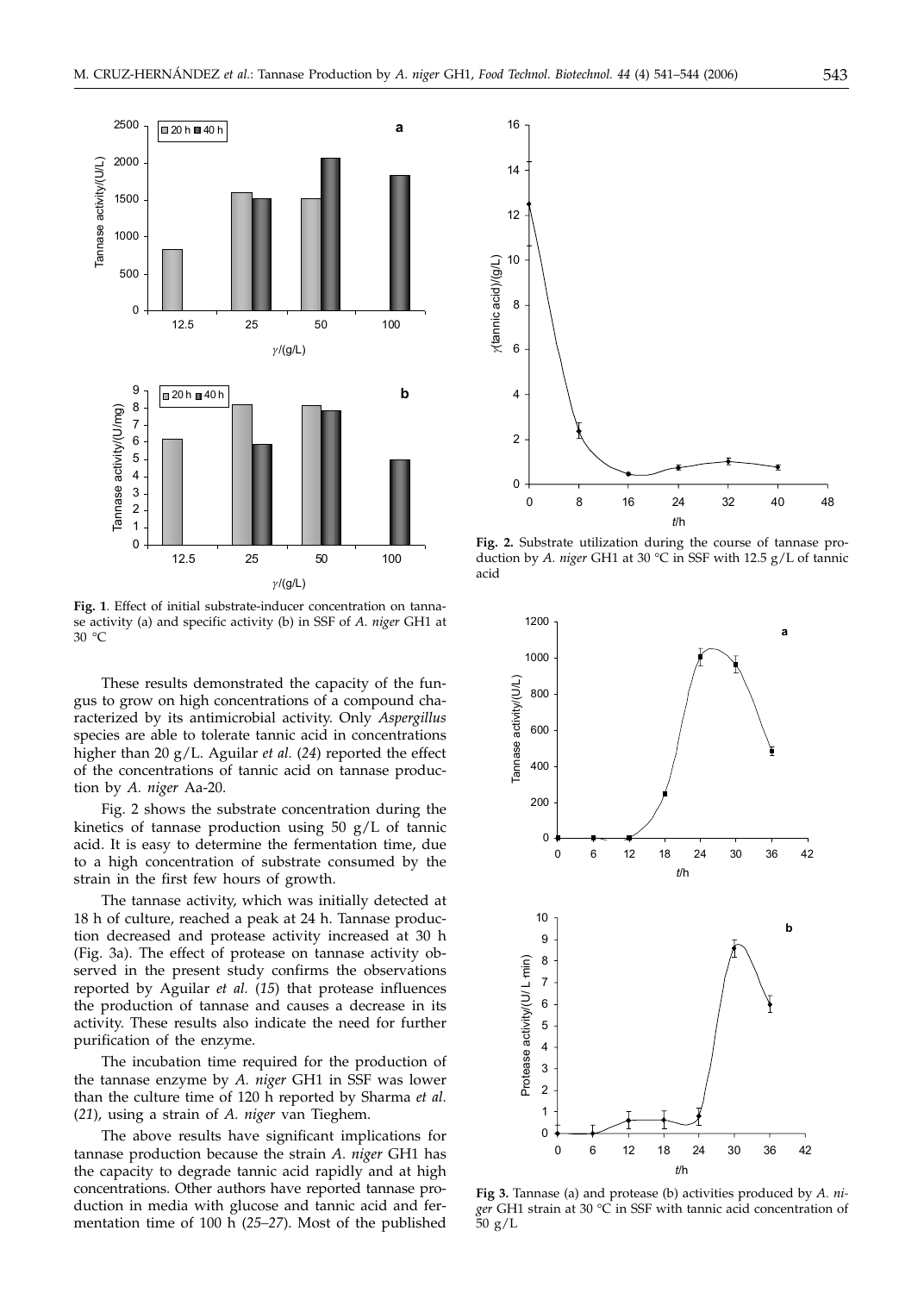**Fig. 1**. Effect of initial substrate-inducer concentration on tannase activity (a) and specific activity (b) in SSF of *A. niger* GH1 at 30 °C

These results demonstrated the capacity of the fungus to grow on high concentrations of a compound characterized by its antimicrobial activity. Only *Aspergillus* species are able to tolerate tannic acid in concentrations higher than 20 g/L. Aguilar *et al.* (*24*) reported the effect of the concentrations of tannic acid on tannase production by *A. niger* Aa-20.

Fig. 2 shows the substrate concentration during the kinetics of tannase production using 50 g/L of tannic acid. It is easy to determine the fermentation time, due to a high concentration of substrate consumed by the strain in the first few hours of growth.

The tannase activity, which was initially detected at 18 h of culture, reached a peak at 24 h. Tannase production decreased and protease activity increased at 30 h (Fig. 3a). The effect of protease on tannase activity observed in the present study confirms the observations reported by Aguilar *et al.* (*15*) that protease influences the production of tannase and causes a decrease in its activity. These results also indicate the need for further purification of the enzyme.

The incubation time required for the production of the tannase enzyme by *A. niger* GH1 in SSF was lower than the culture time of 120 h reported by Sharma *et al.* (*21*), using a strain of *A. niger* van Tieghem.

The above results have significant implications for tannase production because the strain *A. niger* GH1 has the capacity to degrade tannic acid rapidly and at high concentrations. Other authors have reported tannase production in media with glucose and tannic acid and fermentation time of 100 h (*25–27*). Most of the published

**Fig. 2.** Substrate utilization during the course of tannase production by *A. niger* GH1 at 30 °C in SSF with 12.5 g/L of tannic acid

**Fig 3.** Tannase (a) and protease (b) activities produced by *A. niger* GH1 strain at 30 °C in SSF with tannic acid concentration of 50 g/L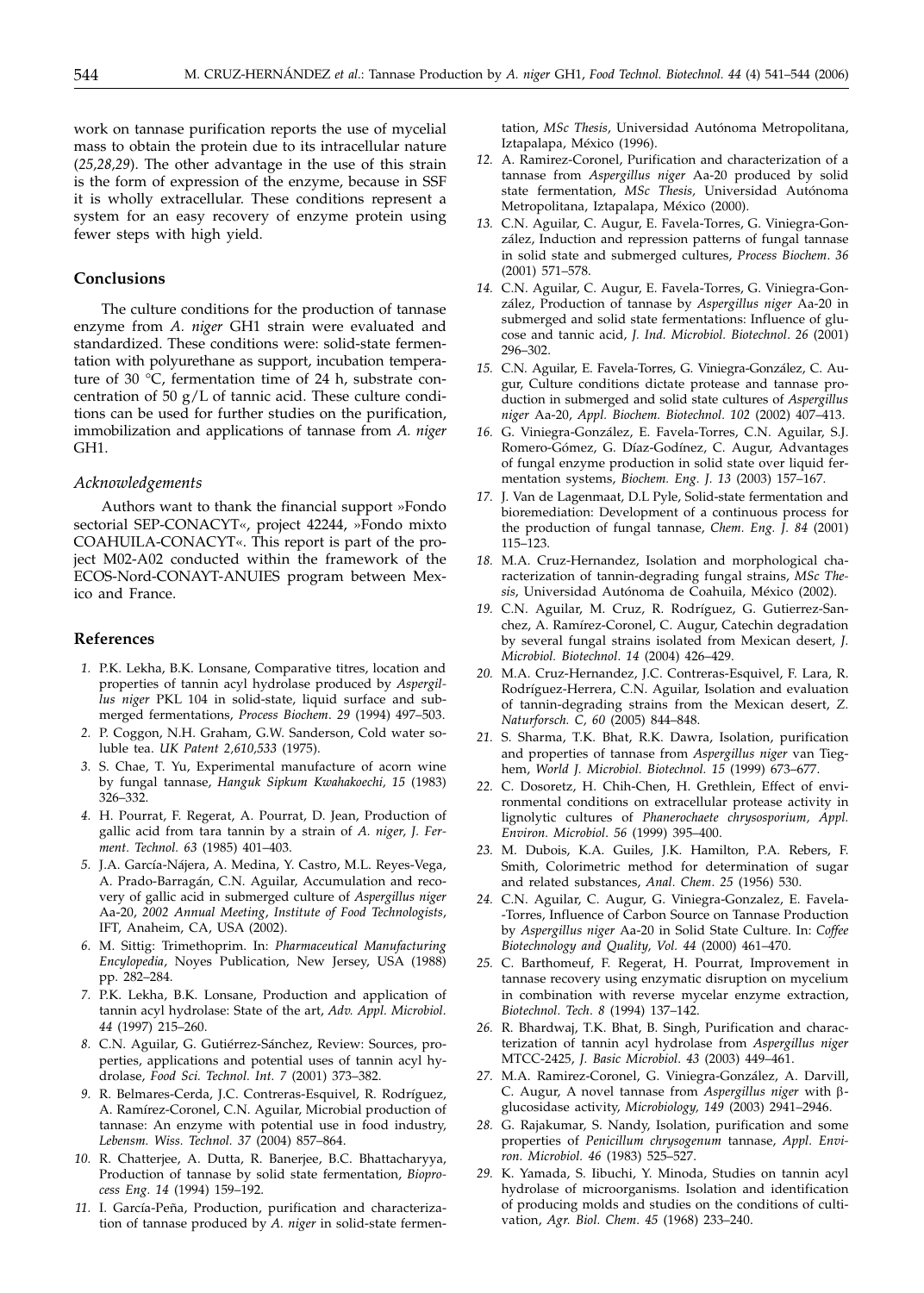work on tannase purification reports the use of mycelial mass to obtain the protein due to its intracellular nature (*25,28,29*). The other advantage in the use of this strain is the form of expression of the enzyme, because in SSF it is wholly extracellular. These conditions represent a system for an easy recovery of enzyme protein using fewer steps with high yield.

## Conclusions

The culture conditions for the production of tannase enzyme from *A. niger* GH1 strain were evaluated and standardized. These conditions were: solid-state fermentation with polyurethane as support, incubation temperature of 30 °C, fermentation time of 24 h, substrate concentration of 50 g/L of tannic acid. These culture conditions can be used for further studies on the purification, immobilization and applications of tannase from *A. niger* GH1.

### *Acknowledgements*

Authors want to thank the financial support »Fondo sectorial SEP-CONACYT«, project 42244, »Fondo mixto COAHUILA-CONACYT«. This report is part of the project M02-A02 conducted within the framework of the ECOS-Nord-CONAYT-ANUIES program between Mexico and France.

## References

1. P.K. Lekha, B.K. Lonsane, Comparative titres, location and properties of tannin acyl hydrolase produced by *Aspergillus niger* PKL 104 in solid-state, liquid surface and submerged fermentations, *Process Biochem. 29* (1994) 497–503.
2. P. Coggon, N.H. Graham, G.W. Sanderson, Cold water soluble tea. *UK Patent 2,610,533* (1975).
3. S. Chae, T. Yu, Experimental manufacture of acorn wine by fungal tannase, *Hanguk Sipkum Kwahakoechi, 15* (1983) 326–332.
4. H. Pourrat, F. Regerat, A. Pourrat, D. Jean, Production of gallic acid from tara tannin by a strain of *A. niger*, *J. Ferment. Technol. 63* (1985) 401–403.
5. J.A. García-Nájera, A. Medina, Y. Castro, M.L. Reyes-Vega, A. Prado-Barragán, C.N. Aguilar, Accumulation and recovery of gallic acid in submerged culture of *Aspergillus niger* Aa-20, *2002 Annual Meeting*, *Institute of Food Technologists*, IFT, Anaheim, CA, USA (2002).
6. M. Sittig: Trimethoprim. In: *Pharmaceutical Manufacturing Encylopedia*, Noyes Publication, New Jersey, USA (1988) pp. 282–284.
7. P.K. Lekha, B.K. Lonsane, Production and application of tannin acyl hydrolase: State of the art, *Adv. Appl. Microbiol. 44* (1997) 215–260.
8. C.N. Aguilar, G. Gutiérrez-Sánchez, Review: Sources, properties, applications and potential uses of tannin acyl hydrolase, *Food Sci. Technol. Int. 7* (2001) 373–382.
9. R. Belmares-Cerda, J.C. Contreras-Esquivel, R. Rodríguez, A. Ramírez-Coronel, C.N. Aguilar, Microbial production of tannase: An enzyme with potential use in food industry, *Lebensm. Wiss. Technol. 37* (2004) 857–864.
10. R. Chatterjee, A. Dutta, R. Banerjee, B.C. Bhattacharyya, Production of tannase by solid state fermentation, *Bioprocess Eng. 14* (1994) 159–192.
11. I. García-Peña, Production, purification and characterization of tannase produced by *A. niger* in solid-state fermentation, *MSc Thesis*, Universidad Autónoma Metropolitana, Iztapalapa, México (1996).
12. A. Ramirez-Coronel, Purification and characterization of a tannase from *Aspergillus niger* Aa-20 produced by solid state fermentation, *MSc Thesis*, Universidad Autónoma Metropolitana, Iztapalapa, México (2000).
13. C.N. Aguilar, C. Augur, E. Favela-Torres, G. Viniegra-González, Induction and repression patterns of fungal tannase in solid state and submerged cultures, *Process Biochem. 36* (2001) 571–578.
14. C.N. Aguilar, C. Augur, E. Favela-Torres, G. Viniegra-González, Production of tannase by *Aspergillus niger* Aa-20 in submerged and solid state fermentations: Influence of glucose and tannic acid, *J. Ind. Microbiol. Biotechnol. 26* (2001) 296–302.
15. C.N. Aguilar, E. Favela-Torres, G. Viniegra-González, C. Augur, Culture conditions dictate protease and tannase production in submerged and solid state cultures of *Aspergillus niger* Aa-20, *Appl. Biochem. Biotechnol. 102* (2002) 407–413.
16. G. Viniegra-González, E. Favela-Torres, C.N. Aguilar, S.J. Romero-Gómez, G. Díaz-Godínez, C. Augur, Advantages of fungal enzyme production in solid state over liquid fermentation systems, *Biochem. Eng. J. 13* (2003) 157–167.
17. J. Van de Lagenmaat, D.L Pyle, Solid-state fermentation and bioremediation: Development of a continuous process for the production of fungal tannase, *Chem. Eng. J. 84* (2001) 115–123.
18. M.A. Cruz-Hernandez, Isolation and morphological characterization of tannin-degrading fungal strains, *MSc Thesis*, Universidad Autónoma de Coahuila, México (2002).
19. C.N. Aguilar, M. Cruz, R. Rodríguez, G. Gutierrez-Sanchez, A. Ramírez-Coronel, C. Augur, Catechin degradation by several fungal strains isolated from Mexican desert, *J. Microbiol. Biotechnol. 14* (2004) 426–429.
20. M.A. Cruz-Hernandez, J.C. Contreras-Esquivel, F. Lara, R. Rodríguez-Herrera, C.N. Aguilar, Isolation and evaluation of tannin-degrading strains from the Mexican desert, *Z. Naturforsch. C, 60* (2005) 844–848.
21. S. Sharma, T.K. Bhat, R.K. Dawra, Isolation, purification and properties of tannase from *Aspergillus niger* van Tieghem, *World J. Microbiol. Biotechnol. 15* (1999) 673–677.
22. C. Dosoretz, H. Chih-Chen, H. Grethlein, Effect of environmental conditions on extracellular protease activity in lignolytic cultures of *Phanerochaete chrysosporium*, *Appl. Environ. Microbiol. 56* (1999) 395–400.
23. M. Dubois, K.A. Guiles, J.K. Hamilton, P.A. Rebers, F. Smith, Colorimetric method for determination of sugar and related substances, *Anal. Chem. 25* (1956) 530.
24. C.N. Aguilar, C. Augur, G. Viniegra-Gonzalez, E. Favela-Torres, Influence of Carbon Source on Tannase Production by *Aspergillus niger* Aa-20 in Solid State Culture. In: *Coffee Biotechnology and Quality, Vol. 44* (2000) 461–470.
25. C. Barthomeuf, F. Regerat, H. Pourrat, Improvement in tannase recovery using enzymatic disruption on mycelium in combination with reverse mycelar enzyme extraction, *Biotechnol. Tech. 8* (1994) 137–142.
26. R. Bhardwaj, T.K. Bhat, B. Singh, Purification and characterization of tannin acyl hydrolase from *Aspergillus niger* MTCC-2425, *J. Basic Microbiol. 43* (2003) 449–461.
27. M.A. Ramirez-Coronel, G. Viniegra-González, A. Darvill, C. Augur, A novel tannase from *Aspergillus niger* with β-glucosidase activity, *Microbiology, 149* (2003) 2941–2946.
28. G. Rajakumar, S. Nandy, Isolation, purification and some properties of *Penicillum chrysogenum* tannase, *Appl. Environ. Microbiol. 46* (1983) 525–527.
29. K. Yamada, S. Iibuchi, Y. Minoda, Studies on tannin acyl hydrolase of microorganisms. Isolation and identification of producing molds and studies on the conditions of cultivation, *Agr. Biol. Chem. 45* (1968) 233–240.